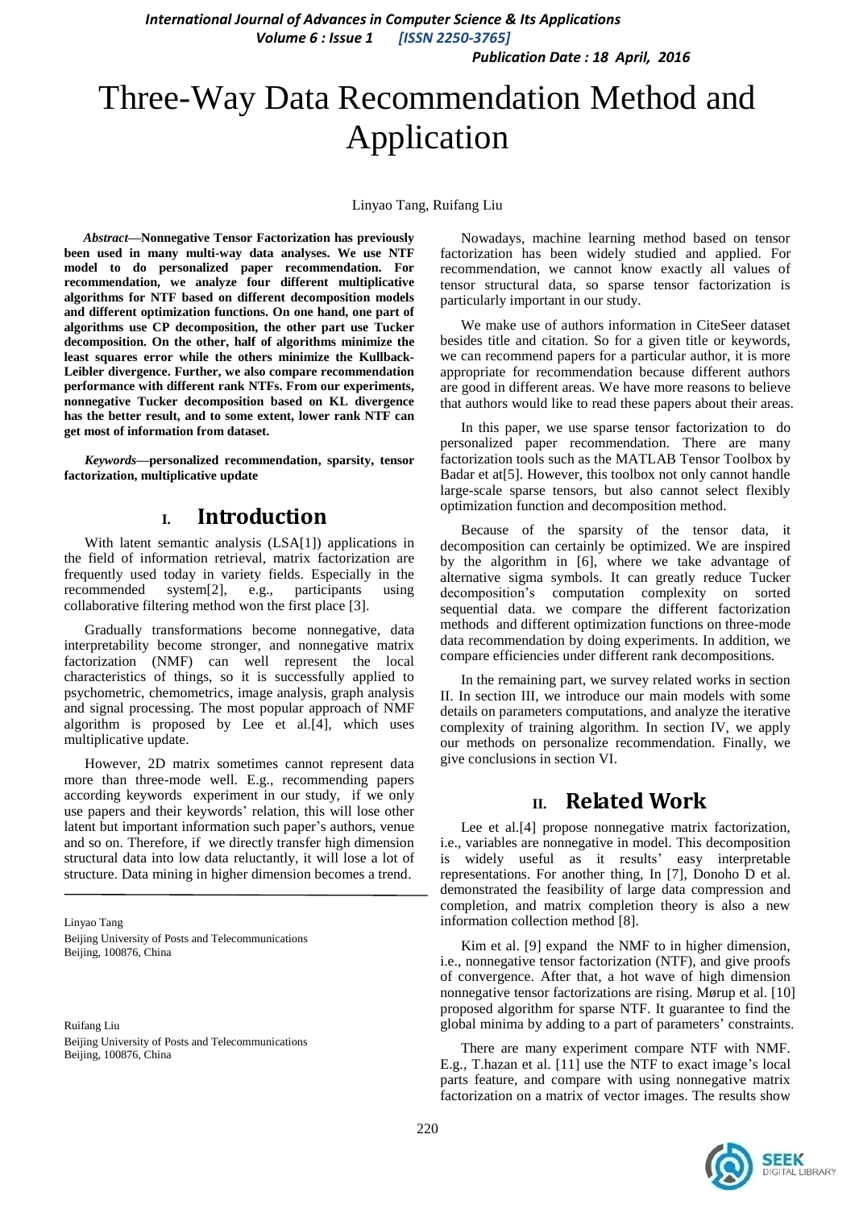# Three-Way Data Recommendation Method and Application

Linyao Tang, Ruifang Liu

***Abstract*—Nonnegative Tensor Factorization has previously been used in many multi-way data analyses. We use NTF model to do personalized paper recommendation. For recommendation, we analyze four different multiplicative algorithms for NTF based on different decomposition models and different optimization functions. On one hand, one part of algorithms use CP decomposition, the other part use Tucker decomposition. On the other, half of algorithms minimize the least squares error while the others minimize the Kullback-Leibler divergence. Further, we also compare recommendation performance with different rank NTFs. From our experiments, nonnegative Tucker decomposition based on KL divergence has the better result, and to some extent, lower rank NTF can get most of information from dataset.**

***Keywords*—personalized recommendation, sparsity, tensor factorization, multiplicative update**

## I. Introduction

With latent semantic analysis (LSA[1]) applications in the field of information retrieval, matrix factorization are frequently used today in variety fields. Especially in the recommended system[2], e.g., participants using collaborative filtering method won the first place [3].

Gradually transformations become nonnegative, data interpretability become stronger, and nonnegative matrix factorization (NMF) can well represent the local characteristics of things, so it is successfully applied to psychometric, chemometrics, image analysis, graph analysis and signal processing. The most popular approach of NMF algorithm is proposed by Lee et al.[4], which uses multiplicative update.

However, 2D matrix sometimes cannot represent data more than three-mode well. E.g., recommending papers according keywords experiment in our study, if we only use papers and their keywords' relation, this will lose other latent but important information such paper's authors, venue and so on. Therefore, if we directly transfer high dimension structural data into low data reluctantly, it will lose a lot of structure. Data mining in higher dimension becomes a trend.

Linyao Tang
Beijing University of Posts and Telecommunications
Beijing, 100876, China

Ruifang Liu
Beijing University of Posts and Telecommunications
Beijing, 100876, China

Nowadays, machine learning method based on tensor factorization has been widely studied and applied. For recommendation, we cannot know exactly all values of tensor structural data, so sparse tensor factorization is particularly important in our study.

We make use of authors information in CiteSeer dataset besides title and citation. So for a given title or keywords, we can recommend papers for a particular author, it is more appropriate for recommendation because different authors are good in different areas. We have more reasons to believe that authors would like to read these papers about their areas.

In this paper, we use sparse tensor factorization to do personalized paper recommendation. There are many factorization tools such as the MATLAB Tensor Toolbox by Badar et at[5]. However, this toolbox not only cannot handle large-scale sparse tensors, but also cannot select flexibly optimization function and decomposition method.

Because of the sparsity of the tensor data, it decomposition can certainly be optimized. We are inspired by the algorithm in [6], where we take advantage of alternative sigma symbols. It can greatly reduce Tucker decomposition's computation complexity on sorted sequential data. we compare the different factorization methods and different optimization functions on three-mode data recommendation by doing experiments. In addition, we compare efficiencies under different rank decompositions.

In the remaining part, we survey related works in section II. In section III, we introduce our main models with some details on parameters computations, and analyze the iterative complexity of training algorithm. In section IV, we apply our methods on personalize recommendation. Finally, we give conclusions in section VI.

## II. Related Work

Lee et al.[4] propose nonnegative matrix factorization, i.e., variables are nonnegative in model. This decomposition is widely useful as it results' easy interpretable representations. For another thing, In [7], Donoho D et al. demonstrated the feasibility of large data compression and completion, and matrix completion theory is also a new information collection method [8].

Kim et al. [9] expand the NMF to in higher dimension, i.e., nonnegative tensor factorization (NTF), and give proofs of convergence. After that, a hot wave of high dimension nonnegative tensor factorizations are rising. Mørup et al. [10] proposed algorithm for sparse NTF. It guarantee to find the global minima by adding to a part of parameters' constraints.

There are many experiment compare NTF with NMF. E.g., T.hazan et al. [11] use the NTF to exact image's local parts feature, and compare with using nonnegative matrix factorization on a matrix of vector images. The results show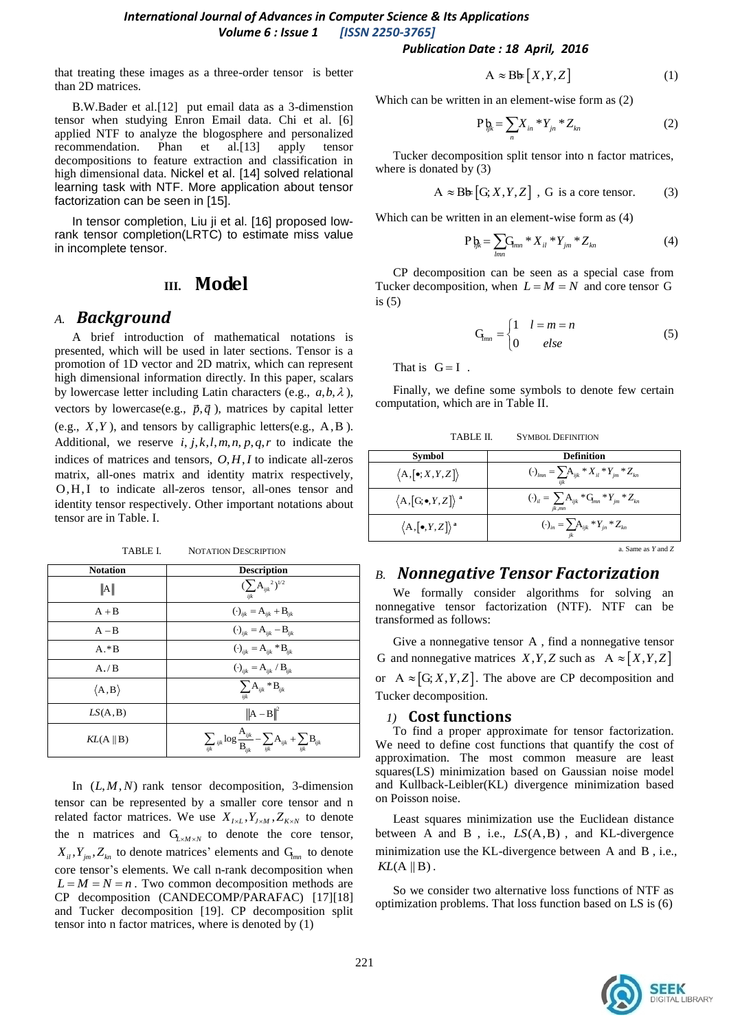that treating these images as a three-order tensor is better than 2D matrices.

B.W.Bader et al.[12] put email data as a 3-dimenstion tensor when studying Enron Email data. Chi et al. [6] applied NTF to analyze the blogosphere and personalized recommendation. Phan et al.[13] apply tensor decompositions to feature extraction and classification in high dimensional data. Nickel et al. [14] solved relational learning task with NTF. More application about tensor factorization can be seen in [15].

In tensor completion, Liu ji et al. [16] proposed low-rank tensor completion(LRTC) to estimate miss value in incomplete tensor.

# III. Model

## A. Background

A brief introduction of mathematical notations is presented, which will be used in later sections. Tensor is a promotion of 1D vector and 2D matrix, which can represent high dimensional information directly. In this paper, scalars by lowercase letter including Latin characters (e.g., $a, b, \lambda$), vectors by lowercase(e.g., $\vec{p}, \vec{q}$), matrices by capital letter (e.g., $X, Y$), and tensors by calligraphic letters(e.g., $\mathcal{A}, \mathcal{B}$). Additional, we reserve $i, j, k, l, m, n, p, q, r$ to indicate the indices of matrices and tensors, $O, H, I$ to indicate all-zeros matrix, all-ones matrix and identity matrix respectively, $\mathcal{O}, \mathcal{H}, \mathcal{I}$ to indicate all-zeros tensor, all-ones tensor and identity tensor respectively. Other important notations about tensor are in Table. I.

TABLE I. NOTATION DESCRIPTION

| Notation | Description |
|---|---|
| $\lVert\mathcal{A}\rVert$ | $(\sum_{ijk} \mathcal{A}_{ijk}^{2})^{1/2}$ |
| $\mathcal{A}+\mathcal{B}$ | $(\cdot)_{ijk} = \mathcal{A}_{ijk} + \mathcal{B}_{ijk}$ |
| $\mathcal{A}-\mathcal{B}$ | $(\cdot)_{ijk} = \mathcal{A}_{ijk} - \mathcal{B}_{ijk}$ |
| $\mathcal{A}.*\mathcal{B}$ | $(\cdot)_{ijk} = \mathcal{A}_{ijk} * \mathcal{B}_{ijk}$ |
| $\mathcal{A}./\mathcal{B}$ | $(\cdot)_{ijk} = \mathcal{A}_{ijk} / \mathcal{B}_{ijk}$ |
| $\langle\mathcal{A},\mathcal{B}\rangle$ | $\sum_{ijk} \mathcal{A}_{ijk} * \mathcal{B}_{ijk}$ |
| $LS(\mathcal{A},\mathcal{B})$ | $\lVert\mathcal{A}-\mathcal{B}\rVert^{2}$ |
| $KL(\mathcal{A}\parallel\mathcal{B})$ | $\sum_{ijk} \log\frac{\mathcal{A}_{ijk}}{\mathcal{B}_{ijk}} - \sum_{ijk}\mathcal{A}_{ijk} + \sum_{ijk}\mathcal{B}_{ijk}$ |

In $(L, M, N)$ rank tensor decomposition, 3-dimension tensor can be represented by a smaller core tensor and n related factor matrices. We use $X_{I\times L}, Y_{J\times M}, Z_{K\times N}$ to denote the n matrices and $\mathcal{G}_{L\times M\times N}$ to denote the core tensor, $X_{il}, Y_{jm}, Z_{kn}$ to denote matrices' elements and $\mathcal{G}_{lmn}$ to denote core tensor's elements. We call n-rank decomposition when $L = M = N = n$. Two common decomposition methods are CP decomposition (CANDECOMP/PARAFAC) [17][18] and Tucker decomposition [19]. CP decomposition split tensor into n factor matrices, where is denoted by (1)

$$\mathcal{A} \approx \mathcal{P} = [X, Y, Z] \qquad (1)$$

Which can be written in an element-wise form as (2)

$$\mathcal{P}_{ijk} = \sum_{n} X_{in} * Y_{jn} * Z_{kn} \qquad (2)$$

Tucker decomposition split tensor into n factor matrices, where is donated by (3)

$$\mathcal{A} \approx \mathcal{P} = [\mathcal{G}; X, Y, Z] \text{ , } \mathcal{G} \text{ is a core tensor.} \qquad (3)$$

Which can be written in an element-wise form as (4)

$$\mathcal{P}_{ijk} = \sum_{lmn} \mathcal{G}_{lmn} * X_{il} * Y_{jm} * Z_{kn} \qquad (4)$$

CP decomposition can be seen as a special case from Tucker decomposition, when $L = M = N$ and core tensor $\mathcal{G}$ is (5)

$$\mathcal{G}_{lmn} = \begin{cases} 1 & l = m = n \\ 0 & else \end{cases} \qquad (5)$$

That is $\mathcal{G} = \mathcal{I}$ .

Finally, we define some symbols to denote few certain computation, which are in Table II.

TABLE II. SYMBOL DEFINITION

| Symbol | Definition |
|---|---|
| $\langle\mathcal{A}, [\bullet; X, Y, Z]\rangle$ | $(\cdot)_{lmn} = \sum_{ijk} \mathcal{A}_{ijk} * X_{il} * Y_{jm} * Z_{kn}$ |
| $\langle\mathcal{A}, [\mathcal{G}; \bullet, Y, Z]\rangle$ [a] | $(\cdot)_{il} = \sum_{jk,mn} \mathcal{A}_{ijk} * \mathcal{G}_{lmn} * Y_{jm} * Z_{kn}$ |
| $\langle\mathcal{A}, [\bullet, Y, Z]\rangle$ [a] | $(\cdot)_{in} = \sum_{jk} \mathcal{A}_{ijk} * Y_{jn} * Z_{kn}$ |

a. Same as $Y$ and $Z$

## B. Nonnegative Tensor Factorization

We formally consider algorithms for solving an nonnegative tensor factorization (NTF). NTF can be transformed as follows:

Give a nonnegative tensor $\mathcal{A}$ , find a nonnegative tensor $\mathcal{G}$ and nonnegative matrices $X, Y, Z$ such as $\mathcal{A} \approx [X, Y, Z]$ or $\mathcal{A} \approx [\mathcal{G}; X, Y, Z]$. The above are CP decomposition and Tucker decomposition.

### 1) Cost functions

To find a proper approximate for tensor factorization. We need to define cost functions that quantify the cost of approximation. The most common measure are least squares(LS) minimization based on Gaussian noise model and Kullback-Leibler(KL) divergence minimization based on Poisson noise.

Least squares minimization use the Euclidean distance between $\mathcal{A}$ and $\mathcal{B}$ , i.e., $LS(\mathcal{A},\mathcal{B})$ , and KL-divergence minimization use the KL-divergence between $\mathcal{A}$ and $\mathcal{B}$ , i.e., $KL(\mathcal{A}\parallel\mathcal{B})$.

So we consider two alternative loss functions of NTF as optimization problems. That loss function based on LS is (6)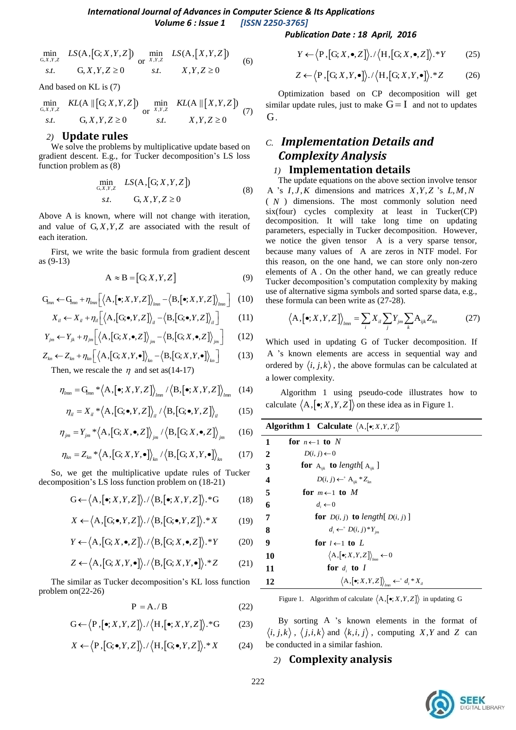$$\begin{array}{ll} \min\limits_{G,X,Y,Z} & LS(A,[G;X,Y,Z]) \\ s.t. & G,X,Y,Z \geq 0 \end{array} \quad \text{or} \quad \begin{array}{ll} \min\limits_{X,Y,Z} & LS(A,[X,Y,Z]) \\ s.t. & X,Y,Z \geq 0 \end{array} \tag{6}$$

And based on KL is (7)

$$\begin{array}{ll} \min\limits_{G,X,Y,Z} & KL(A \,\|\, [G;X,Y,Z]) \\ s.t. & G,X,Y,Z \geq 0 \end{array} \quad \text{or} \quad \begin{array}{ll} \min\limits_{X,Y,Z} & KL(A \,\|\, [X,Y,Z]) \\ s.t. & X,Y,Z \geq 0 \end{array} \tag{7}$$

### 2) Update rules

We solve the problems by multiplicative update based on gradient descent. E.g., for Tucker decomposition's LS loss function problem as (8)

$$\begin{array}{ll} \min\limits_{G,X,Y,Z} & LS(A,[G;X,Y,Z]) \\ s.t. & G,X,Y,Z \geq 0 \end{array} \tag{8}$$

Above A is known, where will not change with iteration, and value of $G,X,Y,Z$ are associated with the result of each iteration.

First, we write the basic formula from gradient descent as (9-13)

$$A \approx B = [G;X,Y,Z] \tag{9}$$

$$G_{lmn} \leftarrow G_{lmn} + \eta_{lmn}\left[\langle A,[\bullet;X,Y,Z]\rangle_{lmn} - \langle B,[\bullet;X,Y,Z]\rangle_{lmn}\right] \tag{10}$$

$$X_{il} \leftarrow X_{il} + \eta_{il}\left[\langle A,[G;\bullet,Y,Z]\rangle_{il} - \langle B,[G;\bullet,Y,Z]\rangle_{il}\right] \tag{11}$$

$$Y_{jm} \leftarrow Y_{jk} + \eta_{jm}\left[\langle A,[G;X,\bullet,Z]\rangle_{jm} - \langle B,[G;X,\bullet,Z]\rangle_{jm}\right] \tag{12}$$

$$Z_{kn} \leftarrow Z_{kn} + \eta_{kn}\left[\langle A,[G;X,Y,\bullet]\rangle_{kn} - \langle B,[G;X,Y,\bullet]\rangle_{kn}\right] \tag{13}$$

Then, we rescale the $\eta$ and set as(14-17)

$$\eta_{lmn} = G_{lmn} * \langle A,[\bullet;X,Y,Z]\rangle_{lmn} / \langle B,[\bullet;X,Y,Z]\rangle_{lmn} \tag{14}$$

$$\eta_{il} = X_{il} * \langle A,[G;\bullet,Y,Z]\rangle_{il} / \langle B,[G;\bullet,Y,Z]\rangle_{il} \tag{15}$$

$$\eta_{jm} = Y_{jm} * \langle A,[G;X,\bullet,Z]\rangle_{jm} / \langle B,[G;X,\bullet,Z]\rangle_{jm} \tag{16}$$

$$\eta_{kn} = Z_{kn} * \langle A,[G;X,Y,\bullet]\rangle_{kn} / \langle B,[G;X,Y,\bullet]\rangle_{kn} \tag{17}$$

So, we get the multiplicative update rules of Tucker decomposition's LS loss function problem on (18-21)

$$G \leftarrow \langle A,[\bullet;X,Y,Z]\rangle ./ \langle B,[\bullet;X,Y,Z]\rangle .*G \tag{18}$$

$$X \leftarrow \langle A,[G;\bullet,Y,Z]\rangle ./ \langle B,[G;\bullet,Y,Z]\rangle .*X \tag{19}$$

$$Y \leftarrow \langle A,[G;X,\bullet,Z]\rangle ./ \langle B,[G;X,\bullet,Z]\rangle .*Y \tag{20}$$

$$Z \leftarrow \langle A,[G;X,Y,\bullet]\rangle ./ \langle B,[G;X,Y,\bullet]\rangle .*Z \tag{21}$$

The similar as Tucker decomposition's KL loss function problem on(22-26)

$$P = A./B \tag{22}$$

$$G \leftarrow \langle P,[\bullet;X,Y,Z]\rangle ./ \langle H,[\bullet;X,Y,Z]\rangle .*G \tag{23}$$

$$X \leftarrow \langle P,[G;\bullet,Y,Z]\rangle ./ \langle H,[G;\bullet,Y,Z]\rangle .*X \tag{24}$$

$$Y \leftarrow \langle P,[G;X,\bullet,Z]\rangle ./ \langle H,[G;X,\bullet,Z]\rangle .*Y \tag{25}$$

$$Z \leftarrow \langle P,[G;X,Y,\bullet]\rangle ./ \langle H,[G;X,Y,\bullet]\rangle .*Z \tag{26}$$

Optimization based on CP decomposition will get similar update rules, just to make $G = I$ and not to updates $G$.

## C. Implementation Details and Complexity Analysis

### 1) Implementation details

The update equations on the above section involve tensor A 's $I,J,K$ dimensions and matrices $X,Y,Z$ 's $L,M,N$ ($N$) dimensions. The most commonly solution need six(four) cycles complexity at least in Tucker(CP) decomposition. It will take long time on updating parameters, especially in Tucker decomposition. However, we notice the given tensor A is a very sparse tensor, because many values of A are zeros in NTF model. For this reason, on the one hand, we can store only non-zero elements of A . On the other hand, we can greatly reduce Tucker decomposition's computation complexity by making use of alternative sigma symbols and sorted sparse data, e.g., these formula can been write as (27-28).

$$\langle A,[\bullet;X,Y,Z]\rangle_{lmn} = \sum_i X_{il} \sum_j Y_{jm} \sum_k A_{ijk} Z_{kn} \tag{27}$$

Which used in updating G of Tucker decomposition. If A 's known elements are access in sequential way and ordered by $\langle i,j,k\rangle$, the above formulas can be calculated at a lower complexity.

Algorithm 1 using pseudo-code illustrates how to calculate $\langle A,[\bullet;X,Y,Z]\rangle$ on these idea as in Figure 1.

**Algorithm 1 Calculate** $\langle A,[\bullet;X,Y,Z]\rangle$

```
1   for n ← 1 to N
2       D(i, j) ← 0
3       for A_ijk to length[ A_ijk ]
4           D(i, j) ←+ A_ijk * Z_kn
5       for m ← 1 to M
6           d_i ← 0
7           for D(i, j) to length[ D(i, j) ]
8               d_i ←+ D(i, j) * Y_jm
9           for l ← 1 to L
10              <A,[•;X,Y,Z]>_lmn ← 0
11              for d_i to I
12                  <A,[•;X,Y,Z]>_lmn ←+ d_i * X_il
```

Figure 1. Algorithm of calculate $\langle A,[\bullet;X,Y,Z]\rangle$ in updating G

By sorting A 's known elements in the format of $\langle i,j,k\rangle$, $\langle j,i,k\rangle$ and $\langle k,i,j\rangle$, computing $X,Y$ and $Z$ can be conducted in a similar fashion.

### 2) Complexity analysis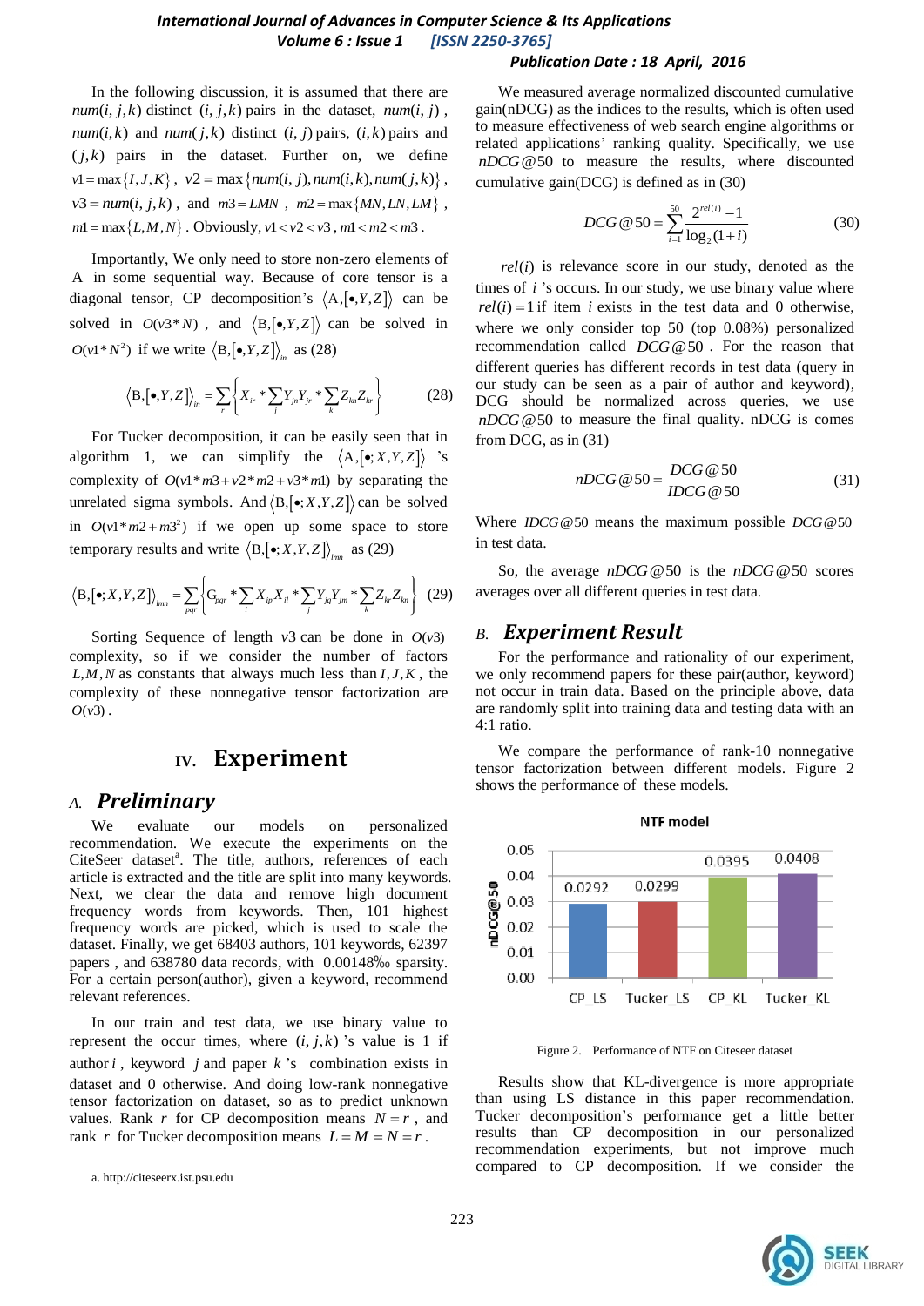In the following discussion, it is assumed that there are $num(i,j,k)$ distinct $(i,j,k)$ pairs in the dataset, $num(i,j)$, $num(i,k)$ and $num(j,k)$ distinct $(i,j)$ pairs, $(i,k)$ pairs and $(j,k)$ pairs in the dataset. Further on, we define $v1 = \max\{I,J,K\}$, $v2 = \max\{num(i,j), num(i,k), num(j,k)\}$, $v3 = num(i,j,k)$, and $m3 = LMN$, $m2 = \max\{MN, LN, LM\}$, $m1 = \max\{L,M,N\}$. Obviously, $v1 < v2 < v3$, $m1 < m2 < m3$.

Importantly, We only need to store non-zero elements of A in some sequential way. Because of core tensor is a diagonal tensor, CP decomposition's $\langle A, [\bullet, Y, Z] \rangle$ can be solved in $O(v3 * N)$, and $\langle B, [\bullet, Y, Z] \rangle$ can be solved in $O(v1 * N^2)$ if we write $\langle B, [\bullet, Y, Z] \rangle_{in}$ as (28)

$$\langle B, [\bullet, Y, Z] \rangle_{in} = \sum_r \left\{ X_{ir} * \sum_j Y_{jn} Y_{jr} * \sum_k Z_{kn} Z_{kr} \right\} \tag{28}$$

For Tucker decomposition, it can be easily seen that in algorithm 1, we can simplify the $\langle A, [\bullet; X, Y, Z] \rangle$ 's complexity of $O(v1 * m3 + v2 * m2 + v3 * m1)$ by separating the unrelated sigma symbols. And $\langle B, [\bullet; X, Y, Z] \rangle$ can be solved in $O(v1 * m2 + m3^2)$ if we open up some space to store temporary results and write $\langle B, [\bullet; X, Y, Z] \rangle_{lmn}$ as (29)

$$\langle B, [\bullet; X, Y, Z] \rangle_{lmn} = \sum_{pqr} \left\{ G_{pqr} * \sum_i X_{ip} X_{il} * \sum_j Y_{jq} Y_{jm} * \sum_k Z_{kr} Z_{kn} \right\} \tag{29}$$

Sorting Sequence of length $v3$ can be done in $O(v3)$ complexity, so if we consider the number of factors $L, M, N$ as constants that always much less than $I, J, K$, the complexity of these nonnegative tensor factorization are $O(v3)$.

# IV. Experiment

## A. Preliminary

We evaluate our models on personalized recommendation. We execute the experiments on the CiteSeer dataset[a]. The title, authors, references of each article is extracted and the title are split into many keywords. Next, we clear the data and remove high document frequency words from keywords. Then, 101 highest frequency words are picked, which is used to scale the dataset. Finally, we get 68403 authors, 101 keywords, 62397 papers , and 638780 data records, with 0.00148‰ sparsity. For a certain person(author), given a keyword, recommend relevant references.

In our train and test data, we use binary value to represent the occur times, where $(i,j,k)$ 's value is 1 if author $i$, keyword $j$ and paper $k$ 's combination exists in dataset and 0 otherwise. And doing low-rank nonnegative tensor factorization on dataset, so as to predict unknown values. Rank $r$ for CP decomposition means $N = r$, and rank $r$ for Tucker decomposition means $L = M = N = r$.

a. http://citeseerx.ist.psu.edu

We measured average normalized discounted cumulative gain(nDCG) as the indices to the results, which is often used to measure effectiveness of web search engine algorithms or related applications' ranking quality. Specifically, we use $nDCG@50$ to measure the results, where discounted cumulative gain(DCG) is defined as in (30)

$$DCG@50 = \sum_{i=1}^{50} \frac{2^{rel(i)} - 1}{\log_2(1+i)} \tag{30}$$

$rel(i)$ is relevance score in our study, denoted as the times of $i$ 's occurs. In our study, we use binary value where $rel(i) = 1$ if item $i$ exists in the test data and 0 otherwise, where we only consider top 50 (top 0.08%) personalized recommendation called $DCG@50$. For the reason that different queries has different records in test data (query in our study can be seen as a pair of author and keyword), DCG should be normalized across queries, we use $nDCG@50$ to measure the final quality. nDCG is comes from DCG, as in (31)

$$nDCG@50 = \frac{DCG@50}{IDCG@50} \tag{31}$$

Where $IDCG@50$ means the maximum possible $DCG@50$ in test data.

So, the average $nDCG@50$ is the $nDCG@50$ scores averages over all different queries in test data.

## B. Experiment Result

For the performance and rationality of our experiment, we only recommend papers for these pair(author, keyword) not occur in train data. Based on the principle above, data are randomly split into training data and testing data with an 4:1 ratio.

We compare the performance of rank-10 nonnegative tensor factorization between different models. Figure 2 shows the performance of these models.

NTF model

| Model | nDCG@50 |
|---|---|
| CP_LS | 0.0292 |
| Tucker_LS | 0.0299 |
| CP_KL | 0.0395 |
| Tucker_KL | 0.0408 |

Figure 2. Performance of NTF on Citeseer dataset

Results show that KL-divergence is more appropriate than using LS distance in this paper recommendation. Tucker decomposition's performance get a little better results than CP decomposition in our personalized recommendation experiments, but not improve much compared to CP decomposition. If we consider the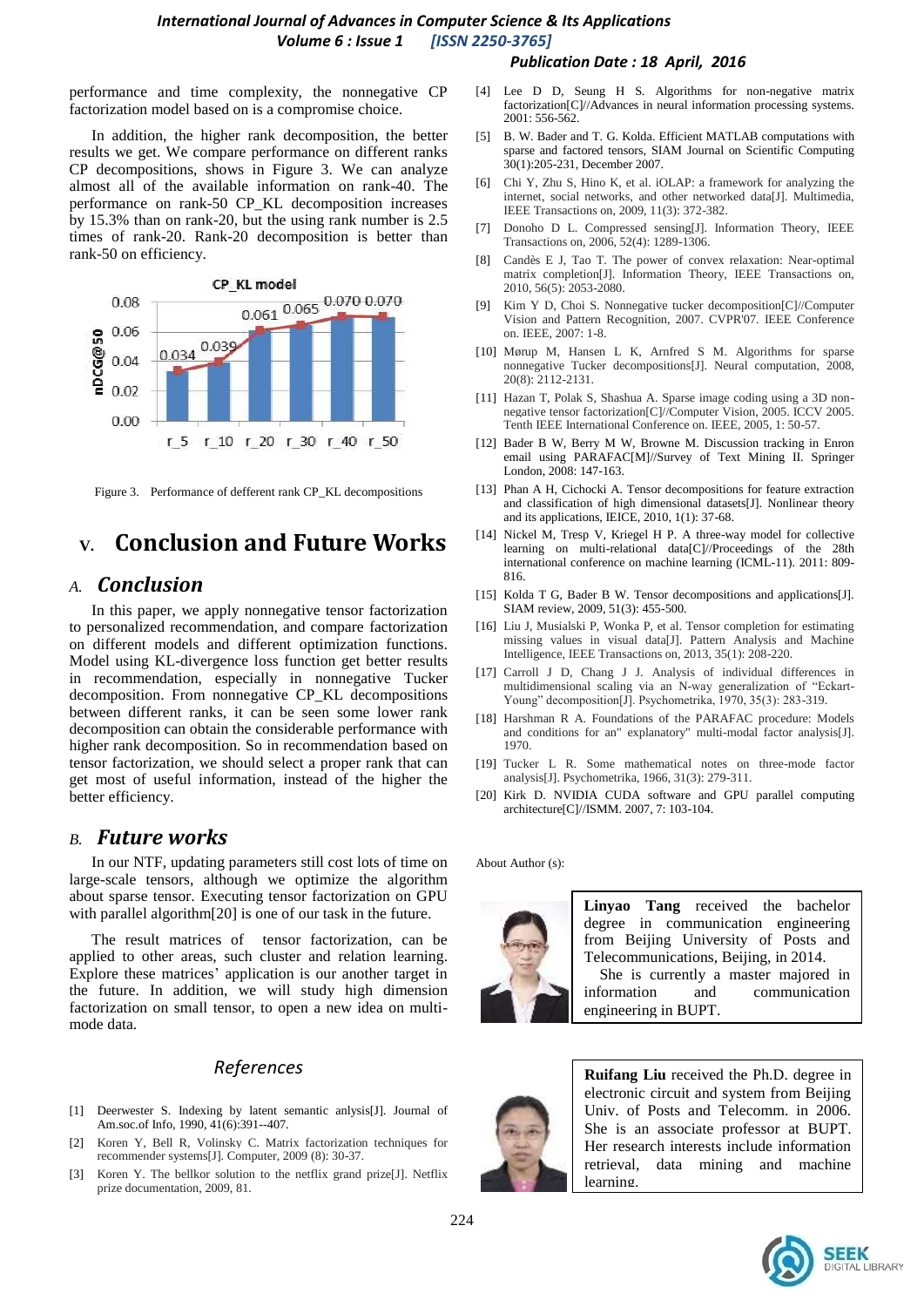performance and time complexity, the nonnegative CP factorization model based on is a compromise choice.

In addition, the higher rank decomposition, the better results we get. We compare performance on different ranks CP decompositions, shows in Figure 3. We can analyze almost all of the available information on rank-40. The performance on rank-50 CP_KL decomposition increases by 15.3% than on rank-20, but the using rank number is 2.5 times of rank-20. Rank-20 decomposition is better than rank-50 on efficiency.

CP_KL model

nDCG@50

0.08
0.06
0.04
0.02
0.00

0.034 0.039 0.061 0.065 0.070 0.070

r_5 r_10 r_20 r_30 r_40 r_50

Figure 3. Performance of defferent rank CP_KL decompositions

# V. Conclusion and Future Works

## A. Conclusion

In this paper, we apply nonnegative tensor factorization to personalized recommendation, and compare factorization on different models and different optimization functions. Model using KL-divergence loss function get better results in recommendation, especially in nonnegative Tucker decomposition. From nonnegative CP_KL decompositions between different ranks, it can be seen some lower rank decomposition can obtain the considerable performance with higher rank decomposition. So in recommendation based on tensor factorization, we should select a proper rank that can get most of useful information, instead of the higher the better efficiency.

## B. Future works

In our NTF, updating parameters still cost lots of time on large-scale tensors, although we optimize the algorithm about sparse tensor. Executing tensor factorization on GPU with parallel algorithm[20] is one of our task in the future.

The result matrices of tensor factorization, can be applied to other areas, such cluster and relation learning. Explore these matrices' application is our another target in the future. In addition, we will study high dimension factorization on small tensor, to open a new idea on multi-mode data.

## References

[1] Deerwester S. Indexing by latent semantic anlysis[J]. Journal of Am.soc.of Info, 1990, 41(6):391--407.

[2] Koren Y, Bell R, Volinsky C. Matrix factorization techniques for recommender systems[J]. Computer, 2009 (8): 30-37.

[3] Koren Y. The bellkor solution to the netflix grand prize[J]. Netflix prize documentation, 2009, 81.

[4] Lee D D, Seung H S. Algorithms for non-negative matrix factorization[C]//Advances in neural information processing systems. 2001: 556-562.

[5] B. W. Bader and T. G. Kolda. Efficient MATLAB computations with sparse and factored tensors, SIAM Journal on Scientific Computing 30(1):205-231, December 2007.

[6] Chi Y, Zhu S, Hino K, et al. iOLAP: a framework for analyzing the internet, social networks, and other networked data[J]. Multimedia, IEEE Transactions on, 2009, 11(3): 372-382.

[7] Donoho D L. Compressed sensing[J]. Information Theory, IEEE Transactions on, 2006, 52(4): 1289-1306.

[8] Candès E J, Tao T. The power of convex relaxation: Near-optimal matrix completion[J]. Information Theory, IEEE Transactions on, 2010, 56(5): 2053-2080.

[9] Kim Y D, Choi S. Nonnegative tucker decomposition[C]//Computer Vision and Pattern Recognition, 2007. CVPR'07. IEEE Conference on. IEEE, 2007: 1-8.

[10] Mørup M, Hansen L K, Arnfred S M. Algorithms for sparse nonnegative Tucker decompositions[J]. Neural computation, 2008, 20(8): 2112-2131.

[11] Hazan T, Polak S, Shashua A. Sparse image coding using a 3D non-negative tensor factorization[C]//Computer Vision, 2005. ICCV 2005. Tenth IEEE International Conference on. IEEE, 2005, 1: 50-57.

[12] Bader B W, Berry M W, Browne M. Discussion tracking in Enron email using PARAFAC[M]//Survey of Text Mining II. Springer London, 2008: 147-163.

[13] Phan A H, Cichocki A. Tensor decompositions for feature extraction and classification of high dimensional datasets[J]. Nonlinear theory and its applications, IEICE, 2010, 1(1): 37-68.

[14] Nickel M, Tresp V, Kriegel H P. A three-way model for collective learning on multi-relational data[C]//Proceedings of the 28th international conference on machine learning (ICML-11). 2011: 809-816.

[15] Kolda T G, Bader B W. Tensor decompositions and applications[J]. SIAM review, 2009, 51(3): 455-500.

[16] Liu J, Musialski P, Wonka P, et al. Tensor completion for estimating missing values in visual data[J]. Pattern Analysis and Machine Intelligence, IEEE Transactions on, 2013, 35(1): 208-220.

[17] Carroll J D, Chang J J. Analysis of individual differences in multidimensional scaling via an N-way generalization of "Eckart-Young" decomposition[J]. Psychometrika, 1970, 35(3): 283-319.

[18] Harshman R A. Foundations of the PARAFAC procedure: Models and conditions for an" explanatory" multi-modal factor analysis[J]. 1970.

[19] Tucker L R. Some mathematical notes on three-mode factor analysis[J]. Psychometrika, 1966, 31(3): 279-311.

[20] Kirk D. NVIDIA CUDA software and GPU parallel computing architecture[C]//ISMM. 2007, 7: 103-104.

About Author (s):

**Linyao Tang** received the bachelor degree in communication engineering from Beijing University of Posts and Telecommunications, Beijing, in 2014. She is currently a master majored in information and communication engineering in BUPT.

**Ruifang Liu** received the Ph.D. degree in electronic circuit and system from Beijing Univ. of Posts and Telecomm. in 2006. She is an associate professor at BUPT. Her research interests include information retrieval, data mining and machine learning.